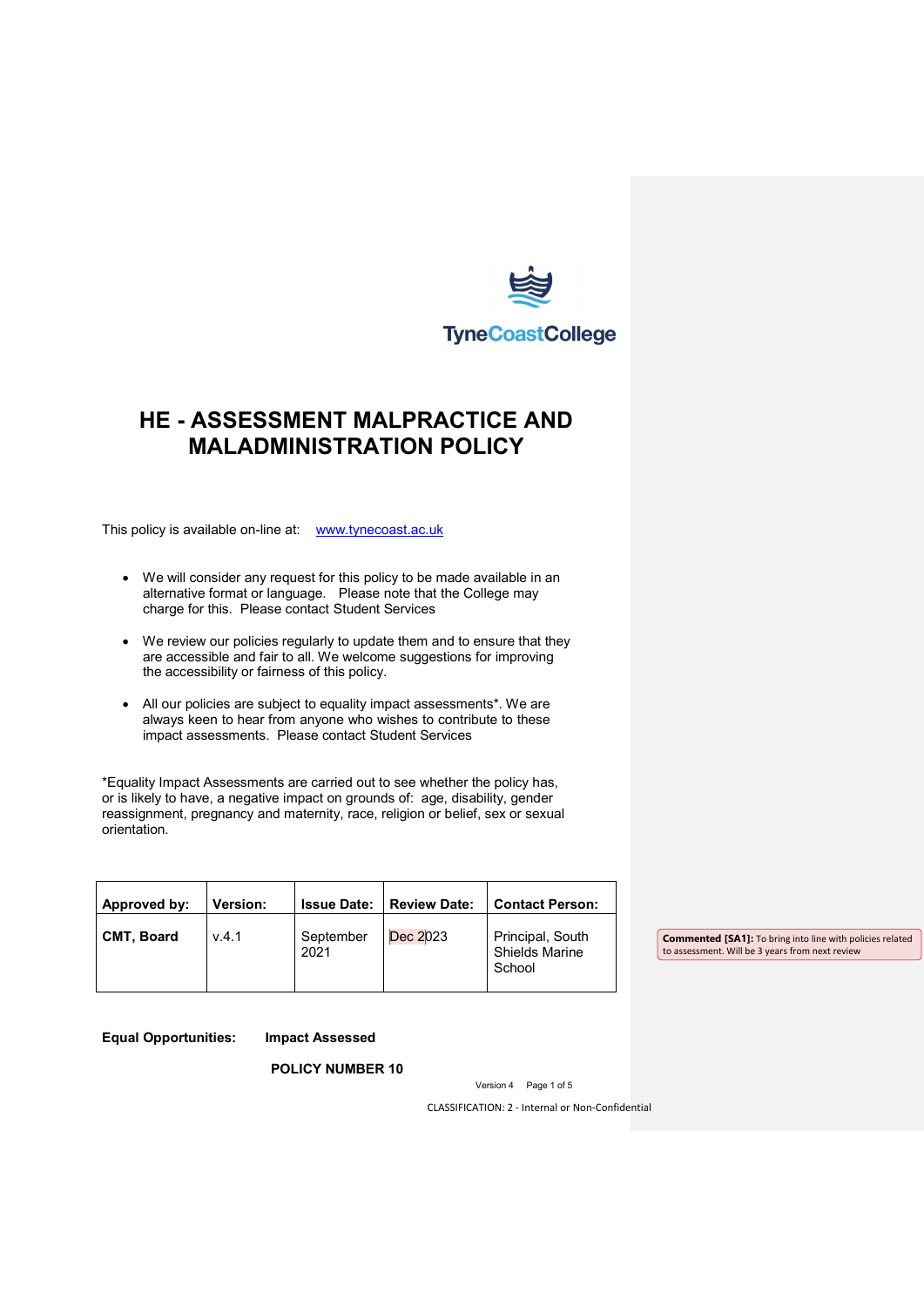TyneCoastCollege

# HE - ASSESSMENT MALPRACTICE AND MALADMINISTRATION POLICY

This policy is available on-line at: [www.tynecoast.ac.uk](http://www.tynecoast.ac.uk)

- We will consider any request for this policy to be made available in an alternative format or language. Please note that the College may charge for this. Please contact Student Services
- We review our policies regularly to update them and to ensure that they are accessible and fair to all. We welcome suggestions for improving the accessibility or fairness of this policy.
- All our policies are subject to equality impact assessments*. We are always keen to hear from anyone who wishes to contribute to these impact assessments. Please contact Student Services

*Equality Impact Assessments are carried out to see whether the policy has, or is likely to have, a negative impact on grounds of: age, disability, gender reassignment, pregnancy and maternity, race, religion or belief, sex or sexual orientation.

| Approved by: | Version: | Issue Date: | Review Date: | Contact Person: |
|---|---|---|---|---|
| **CMT, Board** | v.4.1 | September 2021 | Dec 2023 | Principal, South Shields Marine School |

**Commented [SA1]:** To bring into line with policies related to assessment. Will be 3 years from next review

**Equal Opportunities:** **Impact Assessed**

**POLICY NUMBER 10**

CLASSIFICATION: 2 - Internal or Non-Confidential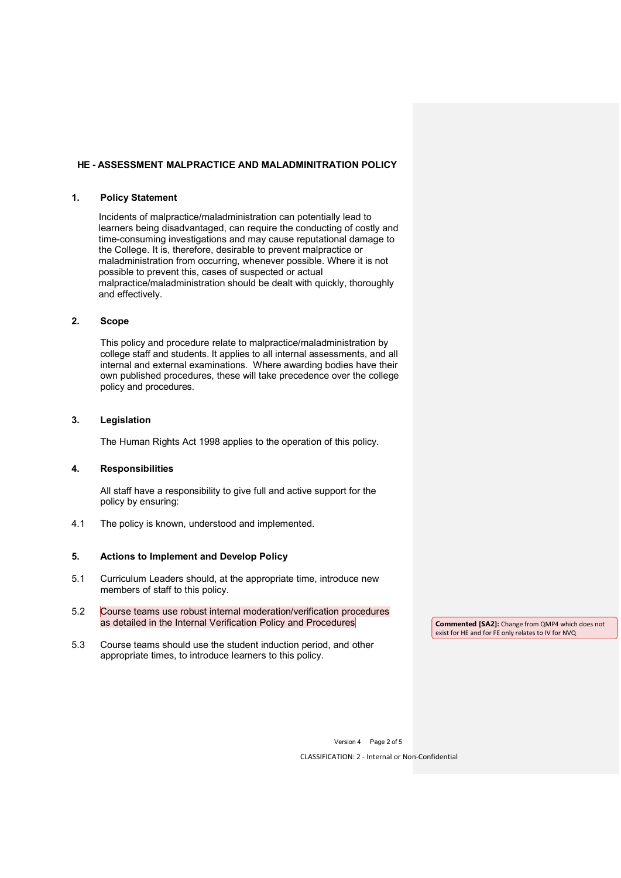## HE - ASSESSMENT MALPRACTICE AND MALADMINITRATION POLICY

### 1. Policy Statement

Incidents of malpractice/maladministration can potentially lead to learners being disadvantaged, can require the conducting of costly and time-consuming investigations and may cause reputational damage to the College. It is, therefore, desirable to prevent malpractice or maladministration from occurring, whenever possible. Where it is not possible to prevent this, cases of suspected or actual malpractice/maladministration should be dealt with quickly, thoroughly and effectively.

### 2. Scope

This policy and procedure relate to malpractice/maladministration by college staff and students. It applies to all internal assessments, and all internal and external examinations. Where awarding bodies have their own published procedures, these will take precedence over the college policy and procedures.

### 3. Legislation

The Human Rights Act 1998 applies to the operation of this policy.

### 4. Responsibilities

All staff have a responsibility to give full and active support for the policy by ensuring:

4.1 The policy is known, understood and implemented.

### 5. Actions to Implement and Develop Policy

5.1 Curriculum Leaders should, at the appropriate time, introduce new members of staff to this policy.

5.2 Course teams use robust internal moderation/verification procedures as detailed in the Internal Verification Policy and Procedures

**Commented [SA2]:** Change from QMP4 which does not exist for HE and for FE only relates to IV for NVQ

5.3 Course teams should use the student induction period, and other appropriate times, to introduce learners to this policy.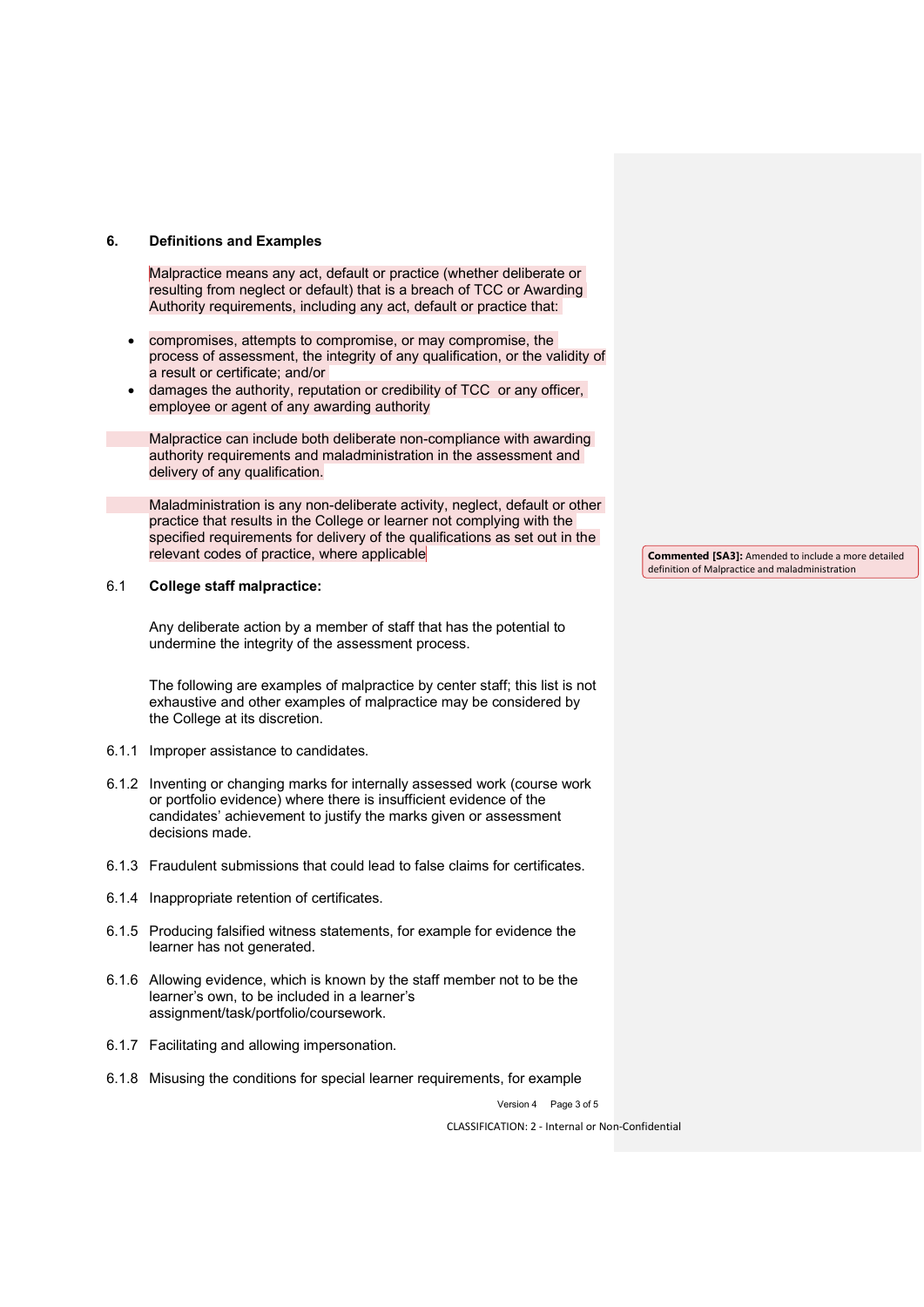## 6. Definitions and Examples

Malpractice means any act, default or practice (whether deliberate or resulting from neglect or default) that is a breach of TCC or Awarding Authority requirements, including any act, default or practice that:

- compromises, attempts to compromise, or may compromise, the process of assessment, the integrity of any qualification, or the validity of a result or certificate; and/or
- damages the authority, reputation or credibility of TCC or any officer, employee or agent of any awarding authority

Malpractice can include both deliberate non-compliance with awarding authority requirements and maladministration in the assessment and delivery of any qualification.

Maladministration is any non-deliberate activity, neglect, default or other practice that results in the College or learner not complying with the specified requirements for delivery of the qualifications as set out in the relevant codes of practice, where applicable

**Commented [SA3]:** Amended to include a more detailed definition of Malpractice and maladministration

### 6.1 College staff malpractice:

Any deliberate action by a member of staff that has the potential to undermine the integrity of the assessment process.

The following are examples of malpractice by center staff; this list is not exhaustive and other examples of malpractice may be considered by the College at its discretion.

6.1.1 Improper assistance to candidates.

6.1.2 Inventing or changing marks for internally assessed work (course work or portfolio evidence) where there is insufficient evidence of the candidates' achievement to justify the marks given or assessment decisions made.

6.1.3 Fraudulent submissions that could lead to false claims for certificates.

6.1.4 Inappropriate retention of certificates.

6.1.5 Producing falsified witness statements, for example for evidence the learner has not generated.

6.1.6 Allowing evidence, which is known by the staff member not to be the learner's own, to be included in a learner's assignment/task/portfolio/coursework.

6.1.7 Facilitating and allowing impersonation.

6.1.8 Misusing the conditions for special learner requirements, for example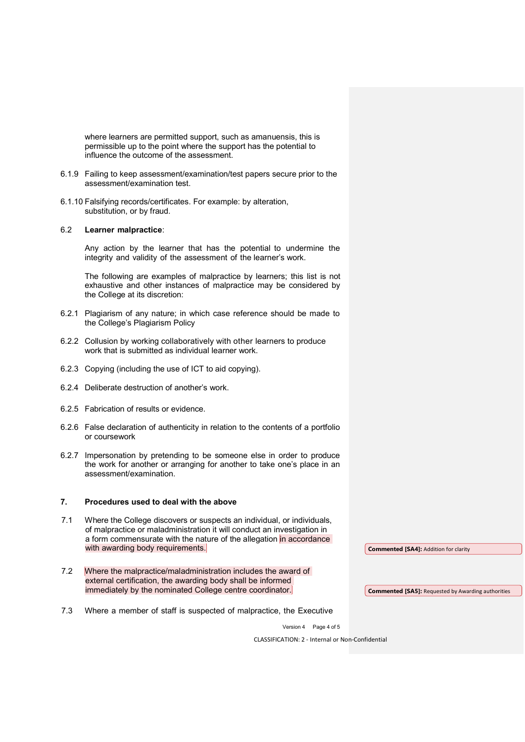where learners are permitted support, such as amanuensis, this is permissible up to the point where the support has the potential to influence the outcome of the assessment.

6.1.9 Failing to keep assessment/examination/test papers secure prior to the assessment/examination test.

6.1.10 Falsifying records/certificates. For example: by alteration, substitution, or by fraud.

6.2 **Learner malpractice**:

Any action by the learner that has the potential to undermine the integrity and validity of the assessment of the learner's work.

The following are examples of malpractice by learners; this list is not exhaustive and other instances of malpractice may be considered by the College at its discretion:

6.2.1 Plagiarism of any nature; in which case reference should be made to the College's Plagiarism Policy

6.2.2 Collusion by working collaboratively with other learners to produce work that is submitted as individual learner work.

6.2.3 Copying (including the use of ICT to aid copying).

6.2.4 Deliberate destruction of another's work.

6.2.5 Fabrication of results or evidence.

6.2.6 False declaration of authenticity in relation to the contents of a portfolio or coursework

6.2.7 Impersonation by pretending to be someone else in order to produce the work for another or arranging for another to take one's place in an assessment/examination.

## 7. Procedures used to deal with the above

7.1 Where the College discovers or suspects an individual, or individuals, of malpractice or maladministration it will conduct an investigation in a form commensurate with the nature of the allegation in accordance with awarding body requirements.

**Commented [SA4]:** Addition for clarity

7.2 Where the malpractice/maladministration includes the award of external certification, the awarding body shall be informed immediately by the nominated College centre coordinator.

**Commented [SA5]:** Requested by Awarding authorities

7.3 Where a member of staff is suspected of malpractice, the Executive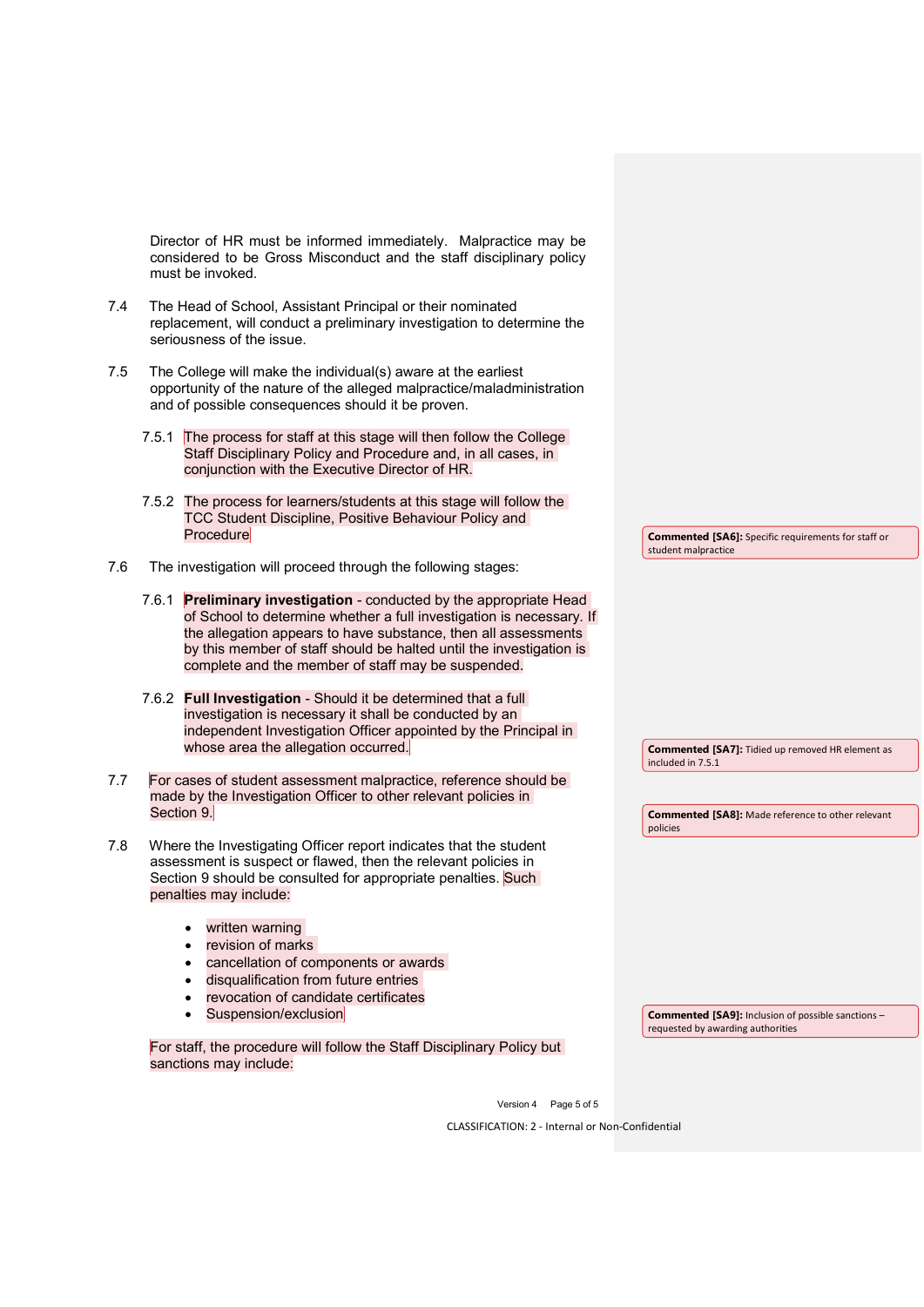Director of HR must be informed immediately. Malpractice may be considered to be Gross Misconduct and the staff disciplinary policy must be invoked.

7.4 The Head of School, Assistant Principal or their nominated replacement, will conduct a preliminary investigation to determine the seriousness of the issue.

7.5 The College will make the individual(s) aware at the earliest opportunity of the nature of the alleged malpractice/maladministration and of possible consequences should it be proven.

7.5.1 The process for staff at this stage will then follow the College Staff Disciplinary Policy and Procedure and, in all cases, in conjunction with the Executive Director of HR.

7.5.2 The process for learners/students at this stage will follow the TCC Student Discipline, Positive Behaviour Policy and Procedure

> **Commented [SA6]:** Specific requirements for staff or student malpractice

7.6 The investigation will proceed through the following stages:

7.6.1 **Preliminary investigation** - conducted by the appropriate Head of School to determine whether a full investigation is necessary. If the allegation appears to have substance, then all assessments by this member of staff should be halted until the investigation is complete and the member of staff may be suspended.

7.6.2 **Full Investigation** - Should it be determined that a full investigation is necessary it shall be conducted by an independent Investigation Officer appointed by the Principal in whose area the allegation occurred.

> **Commented [SA7]:** Tidied up removed HR element as included in 7.5.1

7.7 For cases of student assessment malpractice, reference should be made by the Investigation Officer to other relevant policies in Section 9.

> **Commented [SA8]:** Made reference to other relevant policies

7.8 Where the Investigating Officer report indicates that the student assessment is suspect or flawed, then the relevant policies in Section 9 should be consulted for appropriate penalties. Such penalties may include:

- written warning
- revision of marks
- cancellation of components or awards
- disqualification from future entries
- revocation of candidate certificates
- Suspension/exclusion

> **Commented [SA9]:** Inclusion of possible sanctions – requested by awarding authorities

For staff, the procedure will follow the Staff Disciplinary Policy but sanctions may include:

CLASSIFICATION: 2 - Internal or Non-Confidential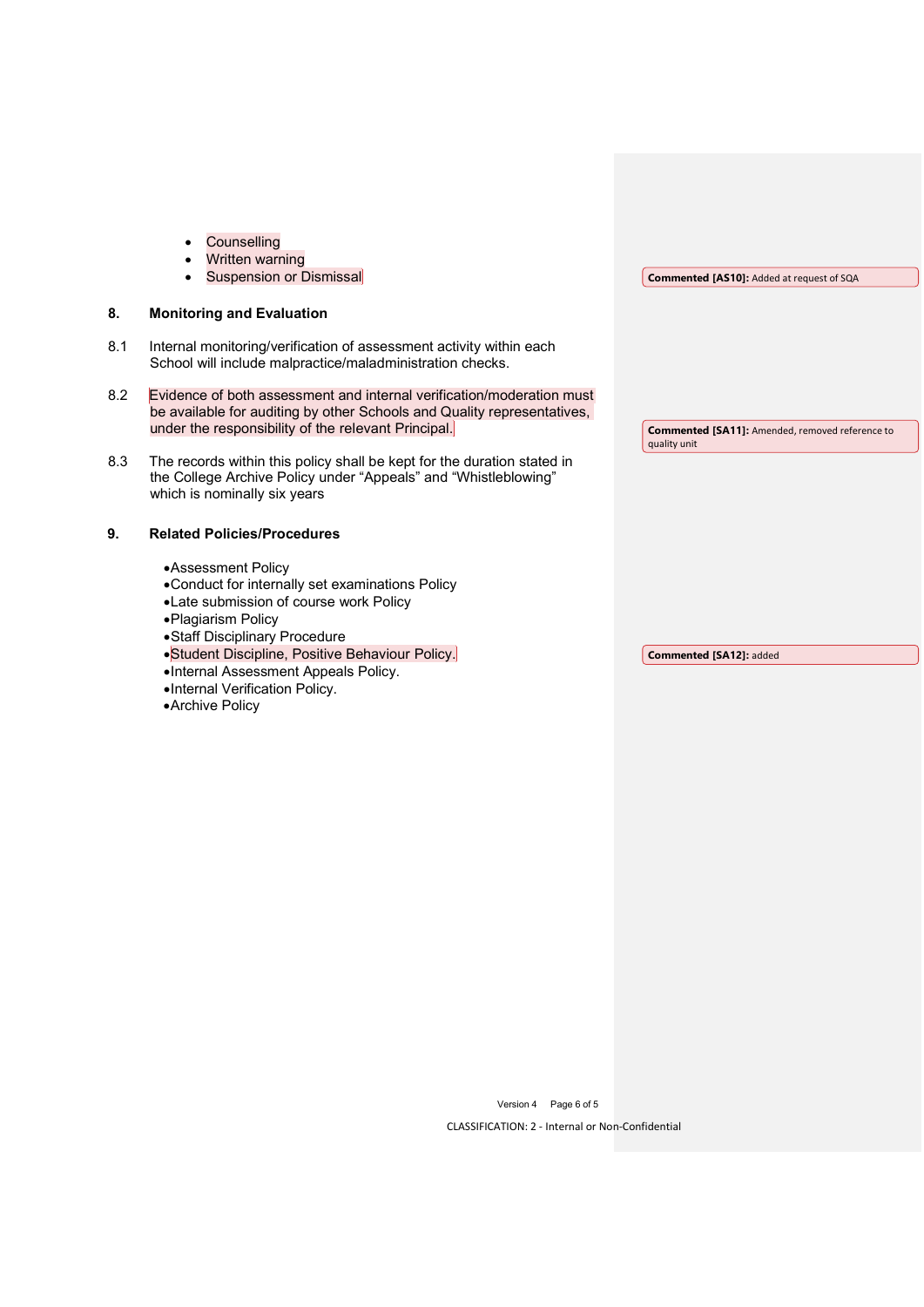- Counselling
- Written warning
- Suspension or Dismissal

Commented [AS10]: Added at request of SQA

## 8. Monitoring and Evaluation

8.1 Internal monitoring/verification of assessment activity within each School will include malpractice/maladministration checks.

8.2 Evidence of both assessment and internal verification/moderation must be available for auditing by other Schools and Quality representatives, under the responsibility of the relevant Principal.

Commented [SA11]: Amended, removed reference to quality unit

8.3 The records within this policy shall be kept for the duration stated in the College Archive Policy under "Appeals" and "Whistleblowing" which is nominally six years

## 9. Related Policies/Procedures

- Assessment Policy
- Conduct for internally set examinations Policy
- Late submission of course work Policy
- Plagiarism Policy
- Staff Disciplinary Procedure
- Student Discipline, Positive Behaviour Policy.
- Internal Assessment Appeals Policy.
- Internal Verification Policy.
- Archive Policy

Commented [SA12]: added

CLASSIFICATION: 2 - Internal or Non-Confidential